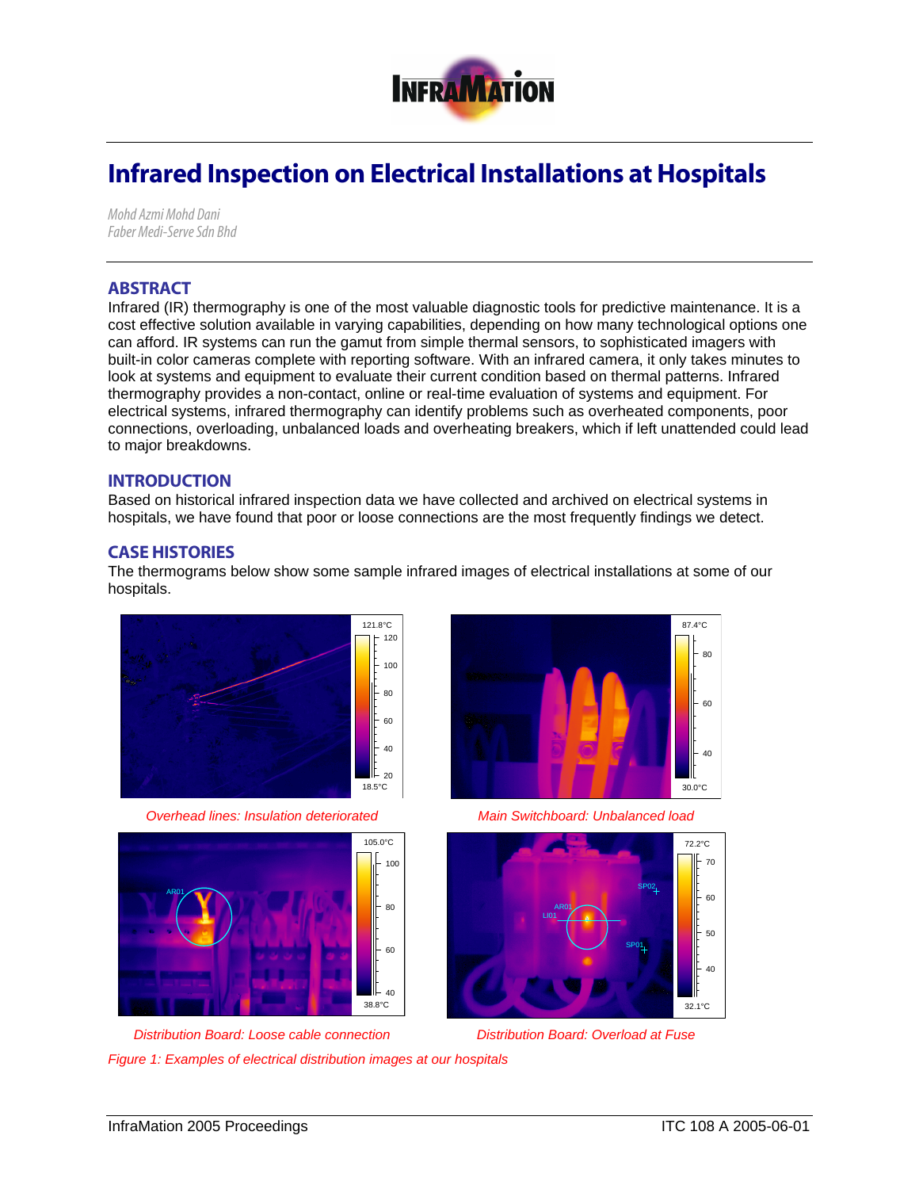# Infrared Inspection on Electrical Installations at Hospitals

*Mohd Azmi Mohd Dani*
*Faber Medi-Serve Sdn Bhd*

## ABSTRACT

Infrared (IR) thermography is one of the most valuable diagnostic tools for predictive maintenance. It is a cost effective solution available in varying capabilities, depending on how many technological options one can afford. IR systems can run the gamut from simple thermal sensors, to sophisticated imagers with built-in color cameras complete with reporting software. With an infrared camera, it only takes minutes to look at systems and equipment to evaluate their current condition based on thermal patterns. Infrared thermography provides a non-contact, online or real-time evaluation of systems and equipment. For electrical systems, infrared thermography can identify problems such as overheated components, poor connections, overloading, unbalanced loads and overheating breakers, which if left unattended could lead to major breakdowns.

## INTRODUCTION

Based on historical infrared inspection data we have collected and archived on electrical systems in hospitals, we have found that poor or loose connections are the most frequently findings we detect.

## CASE HISTORIES

The thermograms below show some sample infrared images of electrical installations at some of our hospitals.

*Overhead lines: Insulation deteriorated*

*Main Switchboard: Unbalanced load*

*Distribution Board: Loose cable connection*

*Distribution Board: Overload at Fuse*

*Figure 1: Examples of electrical distribution images at our hospitals*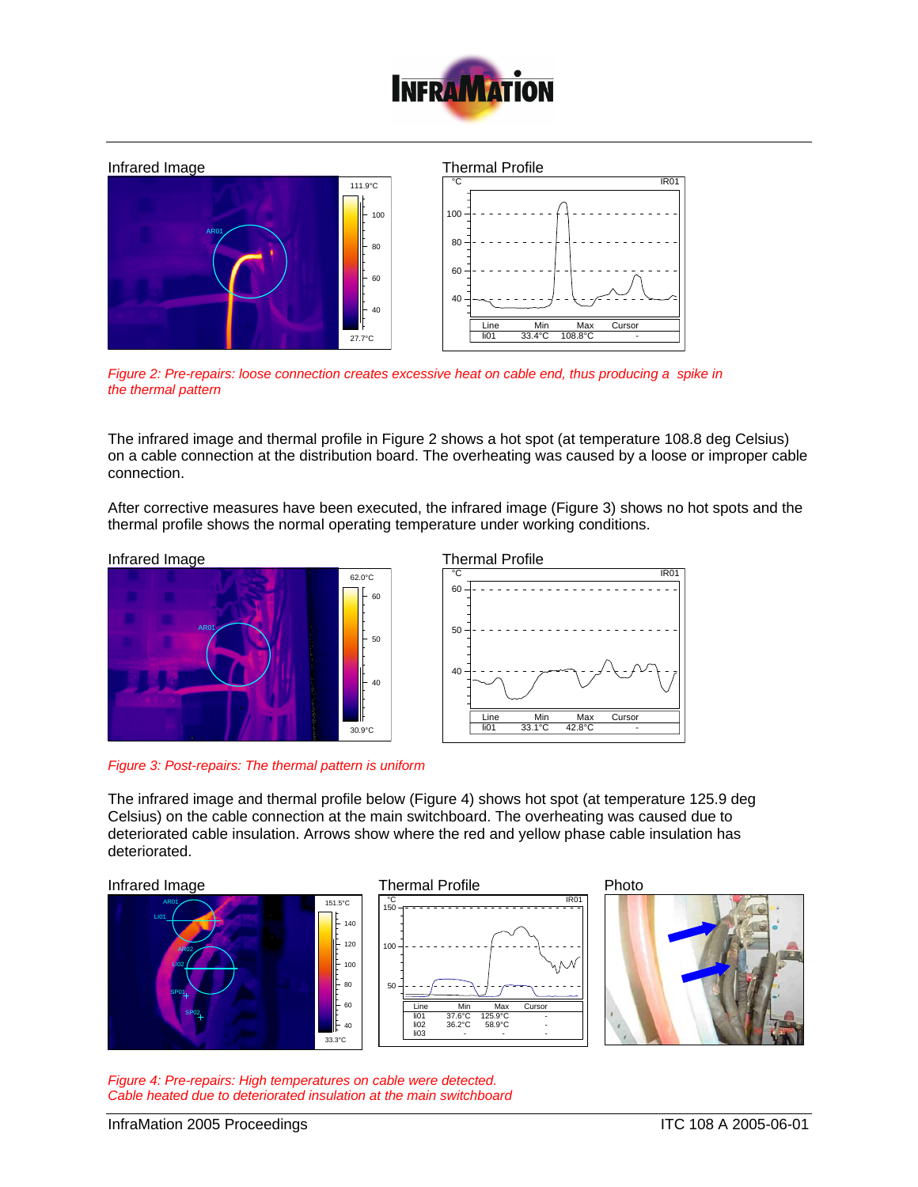Infrared Image

Thermal Profile

| Line | Min | Max | Cursor |
|---|---|---|---|
| li01 | 33.4°C | 108.8°C | - |

*Figure 2: Pre-repairs: loose connection creates excessive heat on cable end, thus producing a spike in the thermal pattern*

The infrared image and thermal profile in Figure 2 shows a hot spot (at temperature 108.8 deg Celsius) on a cable connection at the distribution board. The overheating was caused by a loose or improper cable connection.

After corrective measures have been executed, the infrared image (Figure 3) shows no hot spots and the thermal profile shows the normal operating temperature under working conditions.

Infrared Image

Thermal Profile

| Line | Min | Max | Cursor |
|---|---|---|---|
| li01 | 33.1°C | 42.8°C | - |

*Figure 3: Post-repairs: The thermal pattern is uniform*

The infrared image and thermal profile below (Figure 4) shows hot spot (at temperature 125.9 deg Celsius) on the cable connection at the main switchboard. The overheating was caused due to deteriorated cable insulation. Arrows show where the red and yellow phase cable insulation has deteriorated.

Infrared Image

Thermal Profile

| Line | Min | Max | Cursor |
|---|---|---|---|
| li01 | 37.6°C | 125.9°C | - |
| li02 | 36.2°C | 58.9°C | - |
| li03 | - | - | - |

Photo

*Figure 4: Pre-repairs: High temperatures on cable were detected.*
*Cable heated due to deteriorated insulation at the main switchboard*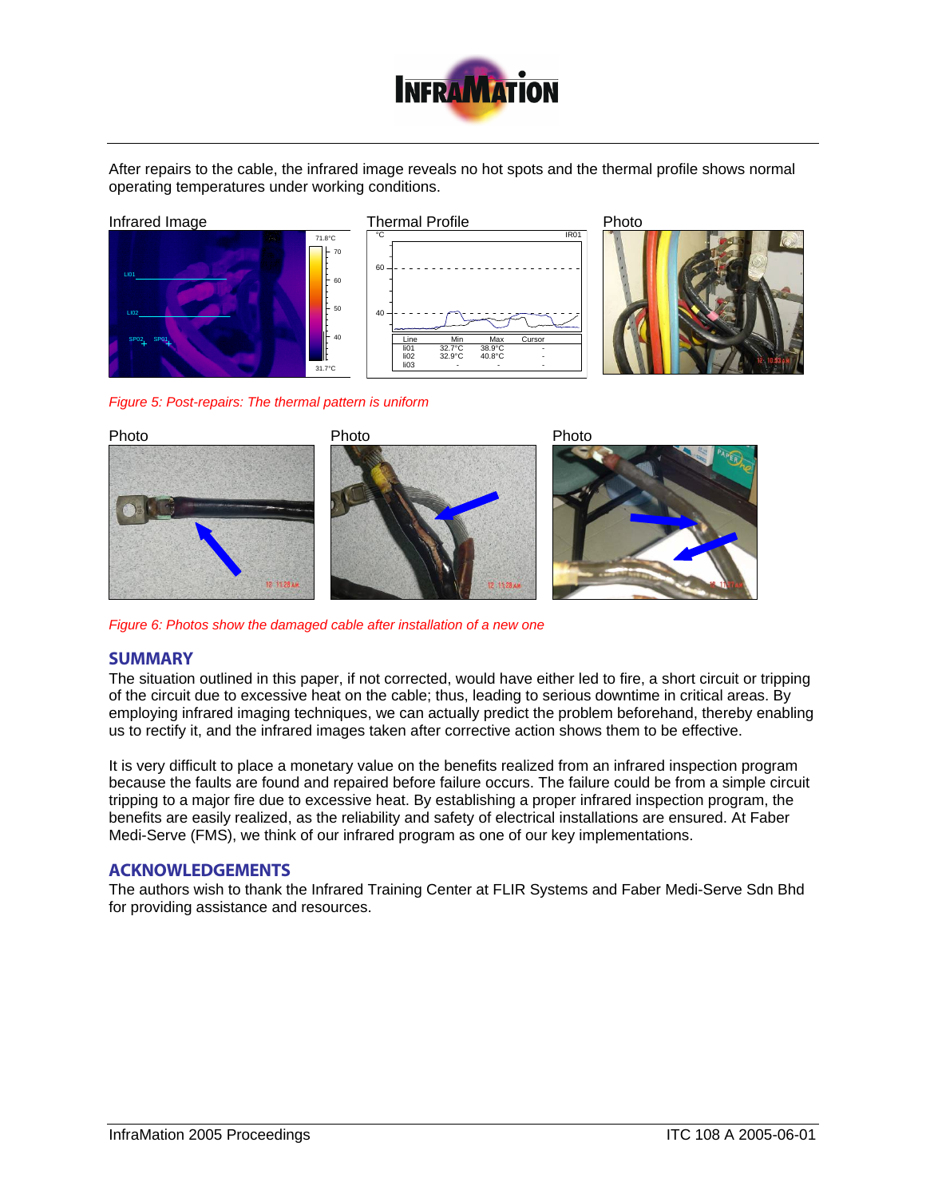After repairs to the cable, the infrared image reveals no hot spots and the thermal profile shows normal operating temperatures under working conditions.

Infrared Image    Thermal Profile    Photo

*Figure 5: Post-repairs: The thermal pattern is uniform*

Photo    Photo    Photo

*Figure 6: Photos show the damaged cable after installation of a new one*

## SUMMARY

The situation outlined in this paper, if not corrected, would have either led to fire, a short circuit or tripping of the circuit due to excessive heat on the cable; thus, leading to serious downtime in critical areas. By employing infrared imaging techniques, we can actually predict the problem beforehand, thereby enabling us to rectify it, and the infrared images taken after corrective action shows them to be effective.

It is very difficult to place a monetary value on the benefits realized from an infrared inspection program because the faults are found and repaired before failure occurs. The failure could be from a simple circuit tripping to a major fire due to excessive heat. By establishing a proper infrared inspection program, the benefits are easily realized, as the reliability and safety of electrical installations are ensured. At Faber Medi-Serve (FMS), we think of our infrared program as one of our key implementations.

## ACKNOWLEDGEMENTS

The authors wish to thank the Infrared Training Center at FLIR Systems and Faber Medi-Serve Sdn Bhd for providing assistance and resources.